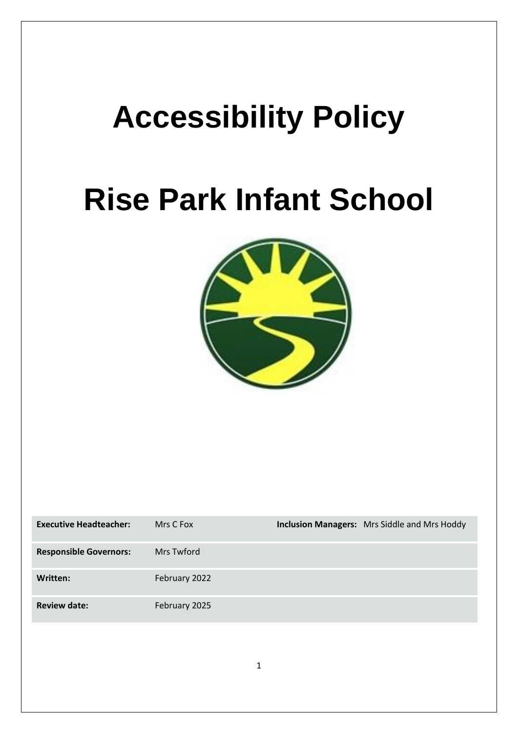# Accessibility Policy

# Rise Park Infant School

| | | | |
|---|---|---|---|
| **Executive Headteacher:** | Mrs C Fox | **Inclusion Managers:** | Mrs Siddle and Mrs Hoddy |
| **Responsible Governors:** | Mrs Twford | | |
| **Written:** | February 2022 | | |
| **Review date:** | February 2025 | | |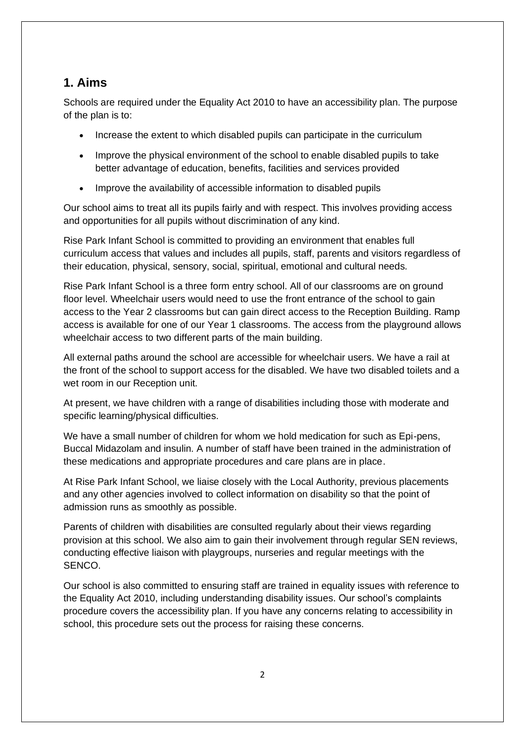## 1. Aims

Schools are required under the Equality Act 2010 to have an accessibility plan. The purpose of the plan is to:

- Increase the extent to which disabled pupils can participate in the curriculum
- Improve the physical environment of the school to enable disabled pupils to take better advantage of education, benefits, facilities and services provided
- Improve the availability of accessible information to disabled pupils

Our school aims to treat all its pupils fairly and with respect. This involves providing access and opportunities for all pupils without discrimination of any kind.

Rise Park Infant School is committed to providing an environment that enables full curriculum access that values and includes all pupils, staff, parents and visitors regardless of their education, physical, sensory, social, spiritual, emotional and cultural needs.

Rise Park Infant School is a three form entry school. All of our classrooms are on ground floor level. Wheelchair users would need to use the front entrance of the school to gain access to the Year 2 classrooms but can gain direct access to the Reception Building. Ramp access is available for one of our Year 1 classrooms. The access from the playground allows wheelchair access to two different parts of the main building.

All external paths around the school are accessible for wheelchair users. We have a rail at the front of the school to support access for the disabled. We have two disabled toilets and a wet room in our Reception unit.

At present, we have children with a range of disabilities including those with moderate and specific learning/physical difficulties.

We have a small number of children for whom we hold medication for such as Epi-pens, Buccal Midazolam and insulin. A number of staff have been trained in the administration of these medications and appropriate procedures and care plans are in place.

At Rise Park Infant School, we liaise closely with the Local Authority, previous placements and any other agencies involved to collect information on disability so that the point of admission runs as smoothly as possible.

Parents of children with disabilities are consulted regularly about their views regarding provision at this school. We also aim to gain their involvement through regular SEN reviews, conducting effective liaison with playgroups, nurseries and regular meetings with the SENCO.

Our school is also committed to ensuring staff are trained in equality issues with reference to the Equality Act 2010, including understanding disability issues. Our school's complaints procedure covers the accessibility plan. If you have any concerns relating to accessibility in school, this procedure sets out the process for raising these concerns.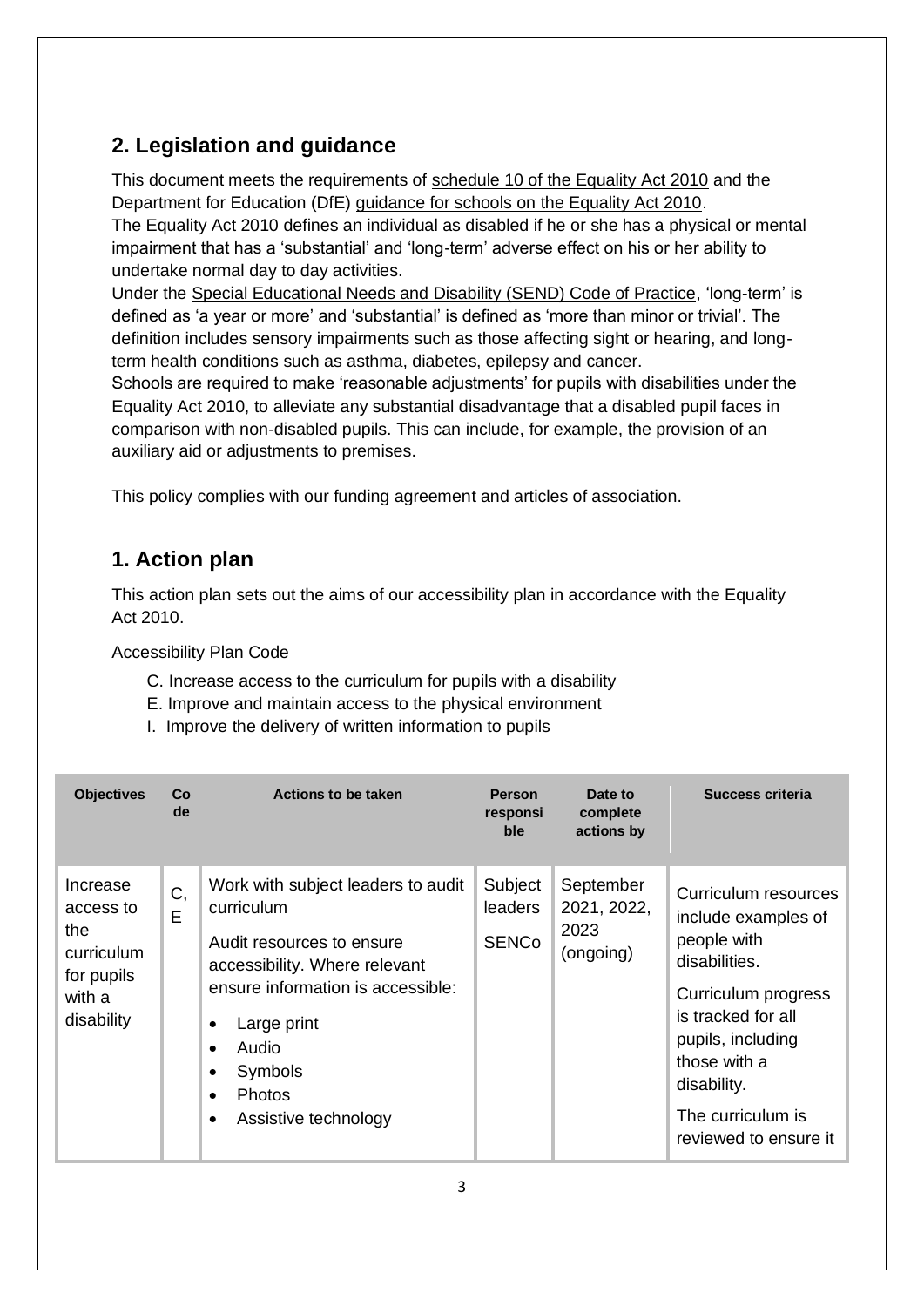## 2. Legislation and guidance

This document meets the requirements of schedule 10 of the Equality Act 2010 and the Department for Education (DfE) guidance for schools on the Equality Act 2010.

The Equality Act 2010 defines an individual as disabled if he or she has a physical or mental impairment that has a 'substantial' and 'long-term' adverse effect on his or her ability to undertake normal day to day activities.

Under the Special Educational Needs and Disability (SEND) Code of Practice, 'long-term' is defined as 'a year or more' and 'substantial' is defined as 'more than minor or trivial'. The definition includes sensory impairments such as those affecting sight or hearing, and long-term health conditions such as asthma, diabetes, epilepsy and cancer.

Schools are required to make 'reasonable adjustments' for pupils with disabilities under the Equality Act 2010, to alleviate any substantial disadvantage that a disabled pupil faces in comparison with non-disabled pupils. This can include, for example, the provision of an auxiliary aid or adjustments to premises.

This policy complies with our funding agreement and articles of association.

## 1. Action plan

This action plan sets out the aims of our accessibility plan in accordance with the Equality Act 2010.

Accessibility Plan Code

- C. Increase access to the curriculum for pupils with a disability
- E. Improve and maintain access to the physical environment
- I. Improve the delivery of written information to pupils

| Objectives | Code | Actions to be taken | Person responsible | Date to complete actions by | Success criteria |
|---|---|---|---|---|---|
| Increase access to the curriculum for pupils with a disability | C, E | Work with subject leaders to audit curriculum<br><br>Audit resources to ensure accessibility. Where relevant ensure information is accessible:<br>• Large print<br>• Audio<br>• Symbols<br>• Photos<br>• Assistive technology | Subject leaders<br>SENCo | September 2021, 2022, 2023 (ongoing) | Curriculum resources include examples of people with disabilities.<br><br>Curriculum progress is tracked for all pupils, including those with a disability.<br><br>The curriculum is reviewed to ensure it |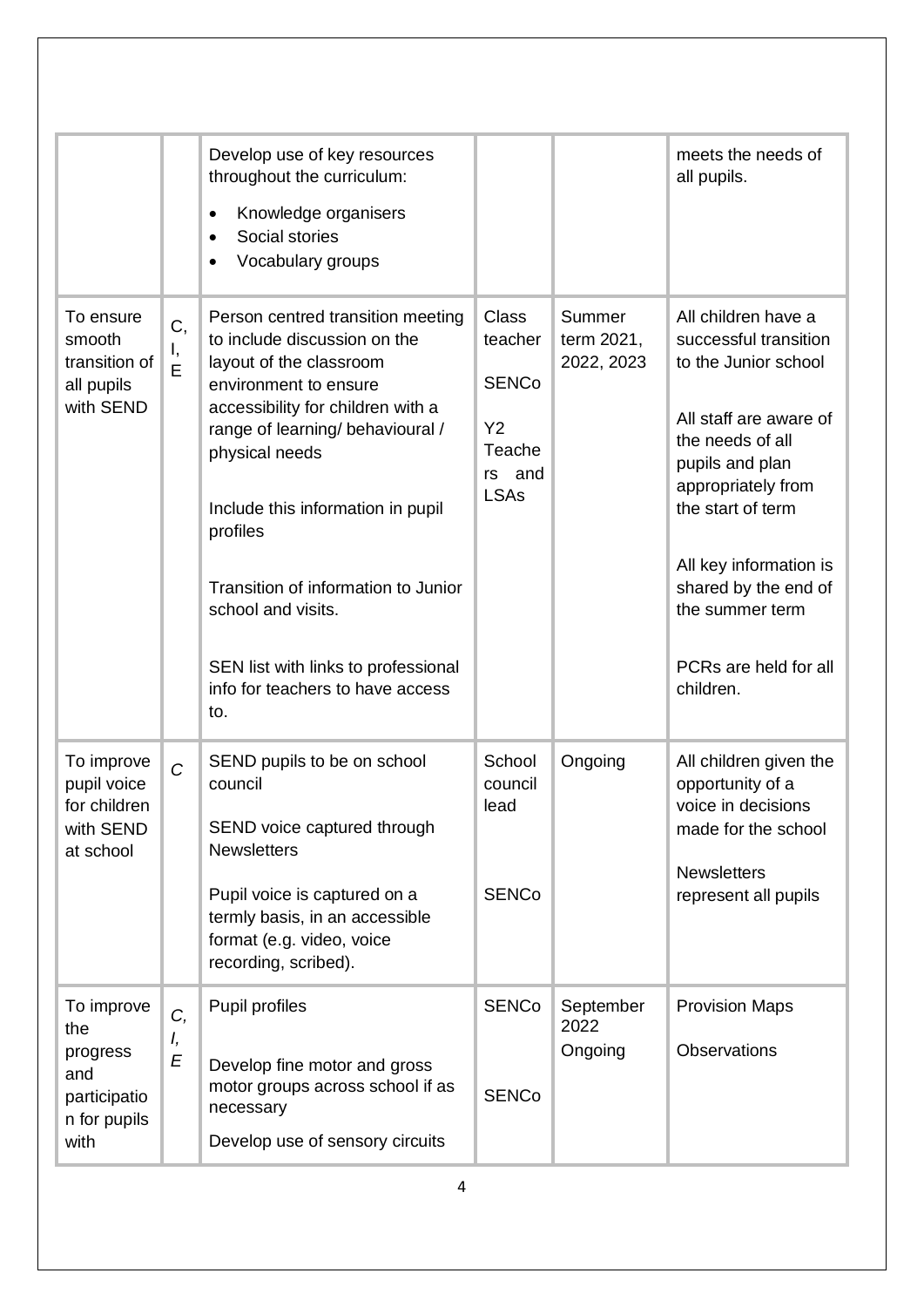| | | | | | |
|---|---|---|---|---|---|
| | | Develop use of key resources throughout the curriculum:<br>• Knowledge organisers<br>• Social stories<br>• Vocabulary groups | | | meets the needs of all pupils. |
| To ensure smooth transition of all pupils with SEND | C, I, E | Person centred transition meeting to include discussion on the layout of the classroom environment to ensure accessibility for children with a range of learning/ behavioural / physical needs<br><br>Include this information in pupil profiles<br><br>Transition of information to Junior school and visits.<br><br>SEN list with links to professional info for teachers to have access to. | Class teacher<br>SENCo<br>Y2 Teachers and LSAs | Summer term 2021, 2022, 2023 | All children have a successful transition to the Junior school<br><br>All staff are aware of the needs of all pupils and plan appropriately from the start of term<br><br>All key information is shared by the end of the summer term<br><br>PCRs are held for all children. |
| To improve pupil voice for children with SEND at school | *C* | SEND pupils to be on school council<br><br>SEND voice captured through Newsletters<br><br>Pupil voice is captured on a termly basis, in an accessible format (e.g. video, voice recording, scribed). | School council lead<br><br>SENCo | Ongoing | All children given the opportunity of a voice in decisions made for the school<br><br>Newsletters represent all pupils |
| To improve the progress and participation for pupils with | *C, I, E* | Pupil profiles<br><br>Develop fine motor and gross motor groups across school if as necessary<br><br>Develop use of sensory circuits | SENCo<br><br>SENCo | September 2022<br>Ongoing | Provision Maps<br><br>Observations |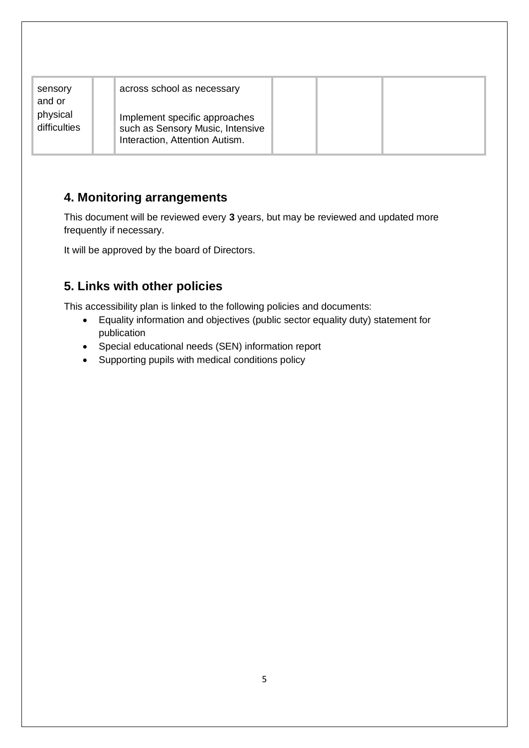| | | | | | |
|---|---|---|---|---|---|
| sensory and or physical difficulties | | across school as necessary<br><br>Implement specific approaches such as Sensory Music, Intensive Interaction, Attention Autism. | | | |

## 4. Monitoring arrangements

This document will be reviewed every **3** years, but may be reviewed and updated more frequently if necessary.

It will be approved by the board of Directors.

## 5. Links with other policies

This accessibility plan is linked to the following policies and documents:

- Equality information and objectives (public sector equality duty) statement for publication
- Special educational needs (SEN) information report
- Supporting pupils with medical conditions policy